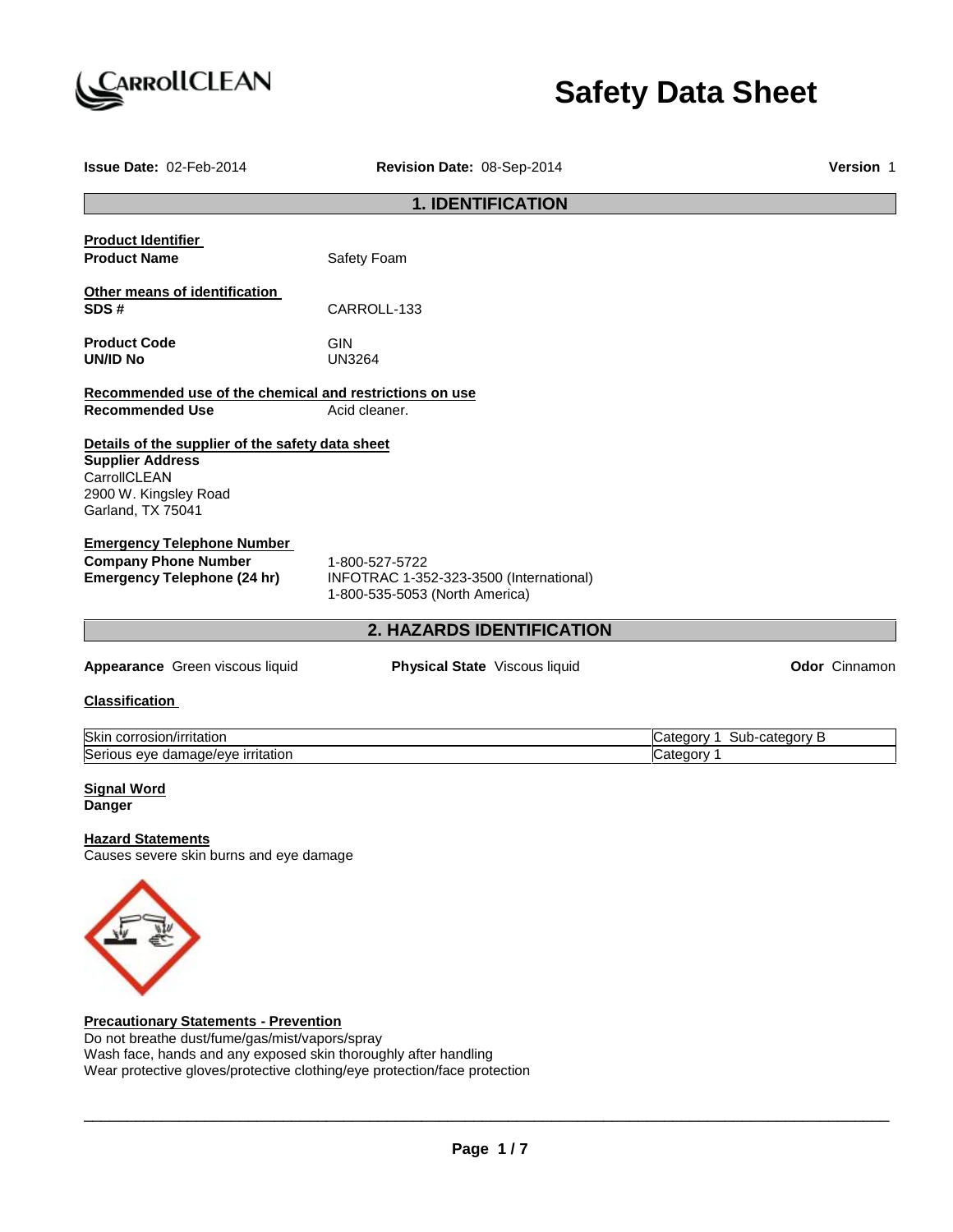# Safety Data Sheet

**Issue Date:** 02-Feb-2014 **Revision Date:** 08-Sep-2014 **Version** 1

## 1. IDENTIFICATION

**Product Identifier**

**Product Name** Safety Foam

**Other means of identification**

**SDS #** CARROLL-133

**Product Code** GIN

**UN/ID No** UN3264

**Recommended use of the chemical and restrictions on use**

**Recommended Use** Acid cleaner.

**Details of the supplier of the safety data sheet**

**Supplier Address**
CarrollCLEAN
2900 W. Kingsley Road
Garland, TX 75041

**Emergency Telephone Number**

**Company Phone Number** 1-800-527-5722

**Emergency Telephone (24 hr)** INFOTRAC 1-352-323-3500 (International)
1-800-535-5053 (North America)

## 2. HAZARDS IDENTIFICATION

**Appearance** Green viscous liquid **Physical State** Viscous liquid **Odor** Cinnamon

**Classification**

| | |
|---|---|
| Skin corrosion/irritation | Category 1 Sub-category B |
| Serious eye damage/eye irritation | Category 1 |

**Signal Word**
**Danger**

**Hazard Statements**
Causes severe skin burns and eye damage

**Precautionary Statements - Prevention**
Do not breathe dust/fume/gas/mist/vapors/spray
Wash face, hands and any exposed skin thoroughly after handling
Wear protective gloves/protective clothing/eye protection/face protection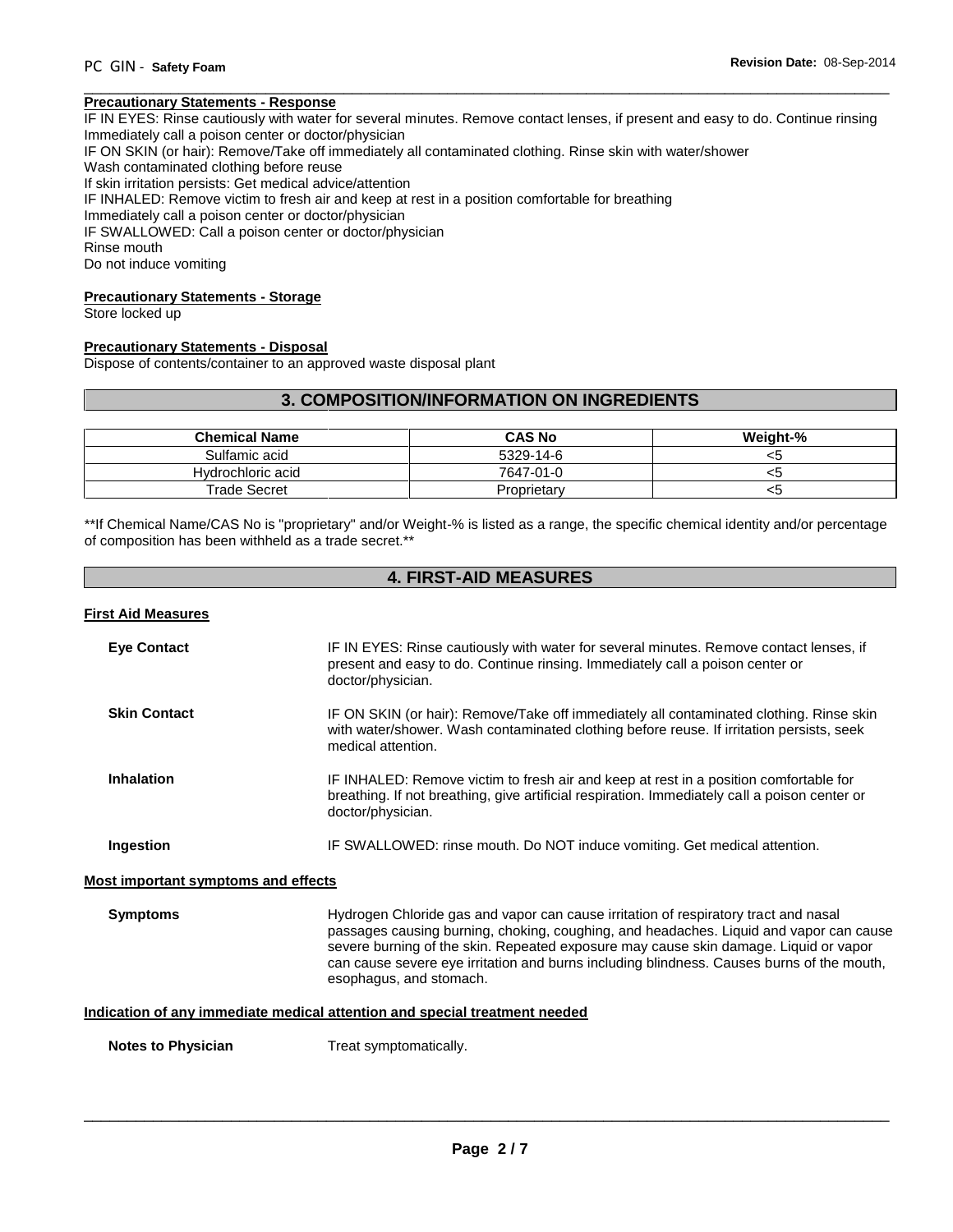**Precautionary Statements - Response**

IF IN EYES: Rinse cautiously with water for several minutes. Remove contact lenses, if present and easy to do. Continue rinsing
Immediately call a poison center or doctor/physician
IF ON SKIN (or hair): Remove/Take off immediately all contaminated clothing. Rinse skin with water/shower
Wash contaminated clothing before reuse
If skin irritation persists: Get medical advice/attention
IF INHALED: Remove victim to fresh air and keep at rest in a position comfortable for breathing
Immediately call a poison center or doctor/physician
IF SWALLOWED: Call a poison center or doctor/physician
Rinse mouth
Do not induce vomiting

**Precautionary Statements - Storage**

Store locked up

**Precautionary Statements - Disposal**

Dispose of contents/container to an approved waste disposal plant

## 3. COMPOSITION/INFORMATION ON INGREDIENTS

| Chemical Name | CAS No | Weight-% |
|---|---|---|
| Sulfamic acid | 5329-14-6 | <5 |
| Hydrochloric acid | 7647-01-0 | <5 |
| Trade Secret | Proprietary | <5 |

**If Chemical Name/CAS No is "proprietary" and/or Weight-% is listed as a range, the specific chemical identity and/or percentage of composition has been withheld as a trade secret.**

## 4. FIRST-AID MEASURES

**First Aid Measures**

**Eye Contact** IF IN EYES: Rinse cautiously with water for several minutes. Remove contact lenses, if present and easy to do. Continue rinsing. Immediately call a poison center or doctor/physician.

**Skin Contact** IF ON SKIN (or hair): Remove/Take off immediately all contaminated clothing. Rinse skin with water/shower. Wash contaminated clothing before reuse. If irritation persists, seek medical attention.

**Inhalation** IF INHALED: Remove victim to fresh air and keep at rest in a position comfortable for breathing. If not breathing, give artificial respiration. Immediately call a poison center or doctor/physician.

**Ingestion** IF SWALLOWED: rinse mouth. Do NOT induce vomiting. Get medical attention.

**Most important symptoms and effects**

**Symptoms** Hydrogen Chloride gas and vapor can cause irritation of respiratory tract and nasal passages causing burning, choking, coughing, and headaches. Liquid and vapor can cause severe burning of the skin. Repeated exposure may cause skin damage. Liquid or vapor can cause severe eye irritation and burns including blindness. Causes burns of the mouth, esophagus, and stomach.

**Indication of any immediate medical attention and special treatment needed**

**Notes to Physician** Treat symptomatically.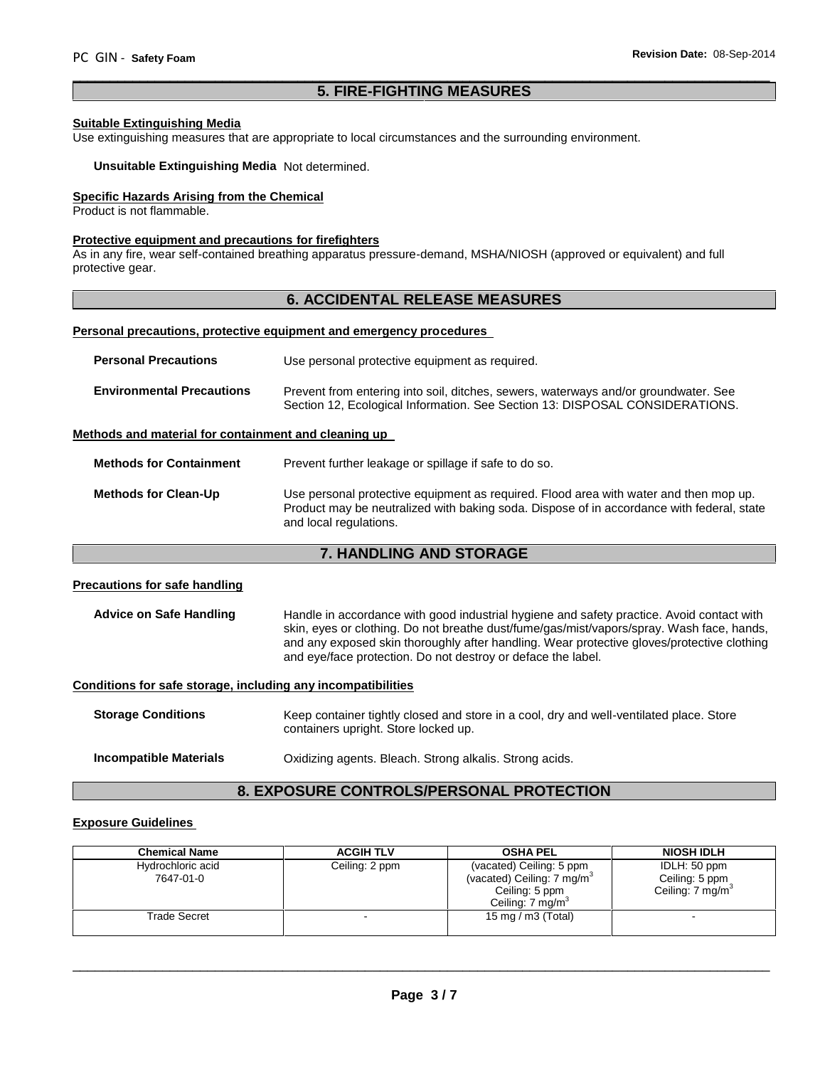## 5. FIRE-FIGHTING MEASURES

### Suitable Extinguishing Media

Use extinguishing measures that are appropriate to local circumstances and the surrounding environment.

**Unsuitable Extinguishing Media** Not determined.

### Specific Hazards Arising from the Chemical

Product is not flammable.

### Protective equipment and precautions for firefighters

As in any fire, wear self-contained breathing apparatus pressure-demand, MSHA/NIOSH (approved or equivalent) and full protective gear.

## 6. ACCIDENTAL RELEASE MEASURES

### Personal precautions, protective equipment and emergency procedures

**Personal Precautions** Use personal protective equipment as required.

**Environmental Precautions** Prevent from entering into soil, ditches, sewers, waterways and/or groundwater. See Section 12, Ecological Information. See Section 13: DISPOSAL CONSIDERATIONS.

### Methods and material for containment and cleaning up

**Methods for Containment** Prevent further leakage or spillage if safe to do so.

**Methods for Clean-Up** Use personal protective equipment as required. Flood area with water and then mop up. Product may be neutralized with baking soda. Dispose of in accordance with federal, state and local regulations.

## 7. HANDLING AND STORAGE

### Precautions for safe handling

**Advice on Safe Handling** Handle in accordance with good industrial hygiene and safety practice. Avoid contact with skin, eyes or clothing. Do not breathe dust/fume/gas/mist/vapors/spray. Wash face, hands, and any exposed skin thoroughly after handling. Wear protective gloves/protective clothing and eye/face protection. Do not destroy or deface the label.

### Conditions for safe storage, including any incompatibilities

**Storage Conditions** Keep container tightly closed and store in a cool, dry and well-ventilated place. Store containers upright. Store locked up.

**Incompatible Materials** Oxidizing agents. Bleach. Strong alkalis. Strong acids.

## 8. EXPOSURE CONTROLS/PERSONAL PROTECTION

### Exposure Guidelines

| Chemical Name | ACGIH TLV | OSHA PEL | NIOSH IDLH |
|---|---|---|---|
| Hydrochloric acid 7647-01-0 | Ceiling: 2 ppm | (vacated) Ceiling: 5 ppm (vacated) Ceiling: 7 mg/m$^3$ Ceiling: 5 ppm Ceiling: 7 mg/m$^3$ | IDLH: 50 ppm Ceiling: 5 ppm Ceiling: 7 mg/m$^3$ |
| Trade Secret | - | 15 mg / m3 (Total) | - |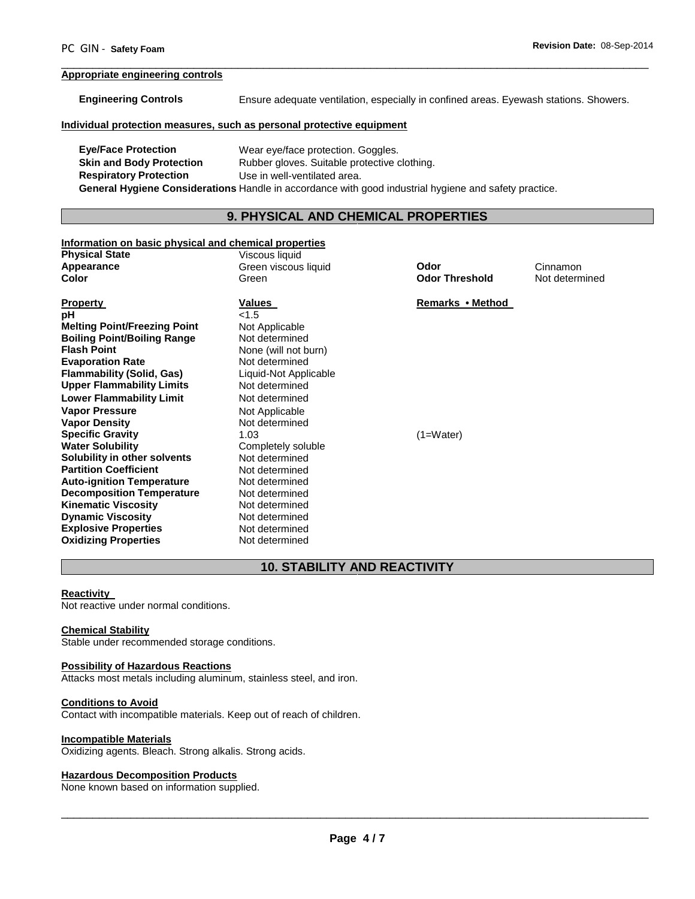#### Appropriate engineering controls

**Engineering Controls** Ensure adequate ventilation, especially in confined areas. Eyewash stations. Showers.

#### Individual protection measures, such as personal protective equipment

**Eye/Face Protection** Wear eye/face protection. Goggles.
**Skin and Body Protection** Rubber gloves. Suitable protective clothing.
**Respiratory Protection** Use in well-ventilated area.
**General Hygiene Considerations** Handle in accordance with good industrial hygiene and safety practice.

## 9. PHYSICAL AND CHEMICAL PROPERTIES

#### Information on basic physical and chemical properties

| | | | |
|---|---|---|---|
| **Physical State** | Viscous liquid | | |
| **Appearance** | Green viscous liquid | **Odor** | Cinnamon |
| **Color** | Green | **Odor Threshold** | Not determined |

| **Property** | **Values** | **Remarks • Method** |
|---|---|---|
| **pH** | <1.5 | |
| **Melting Point/Freezing Point** | Not Applicable | |
| **Boiling Point/Boiling Range** | Not determined | |
| **Flash Point** | None (will not burn) | |
| **Evaporation Rate** | Not determined | |
| **Flammability (Solid, Gas)** | Liquid-Not Applicable | |
| **Upper Flammability Limits** | Not determined | |
| **Lower Flammability Limit** | Not determined | |
| **Vapor Pressure** | Not Applicable | |
| **Vapor Density** | Not determined | |
| **Specific Gravity** | 1.03 | (1=Water) |
| **Water Solubility** | Completely soluble | |
| **Solubility in other solvents** | Not determined | |
| **Partition Coefficient** | Not determined | |
| **Auto-ignition Temperature** | Not determined | |
| **Decomposition Temperature** | Not determined | |
| **Kinematic Viscosity** | Not determined | |
| **Dynamic Viscosity** | Not determined | |
| **Explosive Properties** | Not determined | |
| **Oxidizing Properties** | Not determined | |

## 10. STABILITY AND REACTIVITY

#### Reactivity
Not reactive under normal conditions.

#### Chemical Stability
Stable under recommended storage conditions.

#### Possibility of Hazardous Reactions
Attacks most metals including aluminum, stainless steel, and iron.

#### Conditions to Avoid
Contact with incompatible materials. Keep out of reach of children.

#### Incompatible Materials
Oxidizing agents. Bleach. Strong alkalis. Strong acids.

#### Hazardous Decomposition Products
None known based on information supplied.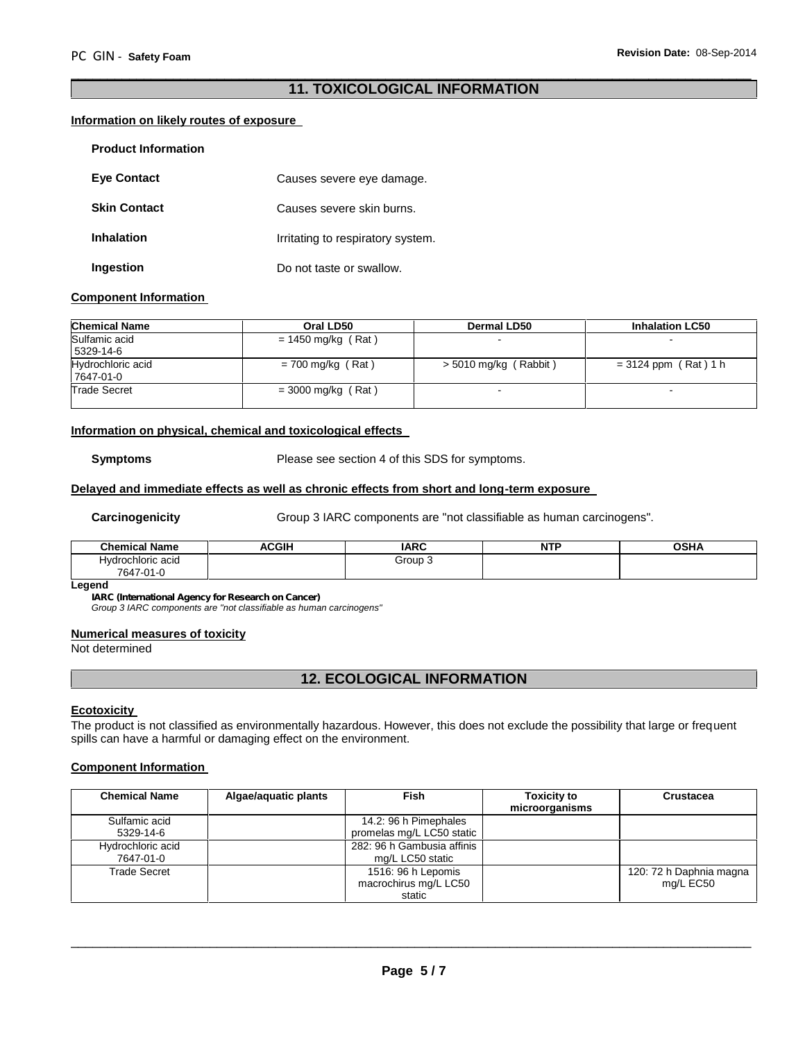## 11. TOXICOLOGICAL INFORMATION

### Information on likely routes of exposure

**Product Information**

**Eye Contact** Causes severe eye damage.

**Skin Contact** Causes severe skin burns.

**Inhalation** Irritating to respiratory system.

**Ingestion** Do not taste or swallow.

### Component Information

| Chemical Name | Oral LD50 | Dermal LD50 | Inhalation LC50 |
|---|---|---|---|
| Sulfamic acid<br>5329-14-6 | = 1450 mg/kg ( Rat ) | - | - |
| Hydrochloric acid<br>7647-01-0 | = 700 mg/kg ( Rat ) | > 5010 mg/kg ( Rabbit ) | = 3124 ppm ( Rat ) 1 h |
| Trade Secret | = 3000 mg/kg ( Rat ) | - | - |

### Information on physical, chemical and toxicological effects

**Symptoms** Please see section 4 of this SDS for symptoms.

### Delayed and immediate effects as well as chronic effects from short and long-term exposure

**Carcinogenicity** Group 3 IARC components are "not classifiable as human carcinogens".

| Chemical Name | ACGIH | IARC | NTP | OSHA |
|---|---|---|---|---|
| Hydrochloric acid<br>7647-01-0 | | Group 3 | | |

**Legend**

**IARC (International Agency for Research on Cancer)**
*Group 3 IARC components are "not classifiable as human carcinogens"*

### Numerical measures of toxicity

Not determined

## 12. ECOLOGICAL INFORMATION

### Ecotoxicity

The product is not classified as environmentally hazardous. However, this does not exclude the possibility that large or frequent spills can have a harmful or damaging effect on the environment.

### Component Information

| Chemical Name | Algae/aquatic plants | Fish | Toxicity to microorganisms | Crustacea |
|---|---|---|---|---|
| Sulfamic acid<br>5329-14-6 | | 14.2: 96 h Pimephales promelas mg/L LC50 static | | |
| Hydrochloric acid<br>7647-01-0 | | 282: 96 h Gambusia affinis mg/L LC50 static | | |
| Trade Secret | | 1516: 96 h Lepomis macrochirus mg/L LC50 static | | 120: 72 h Daphnia magna mg/L EC50 |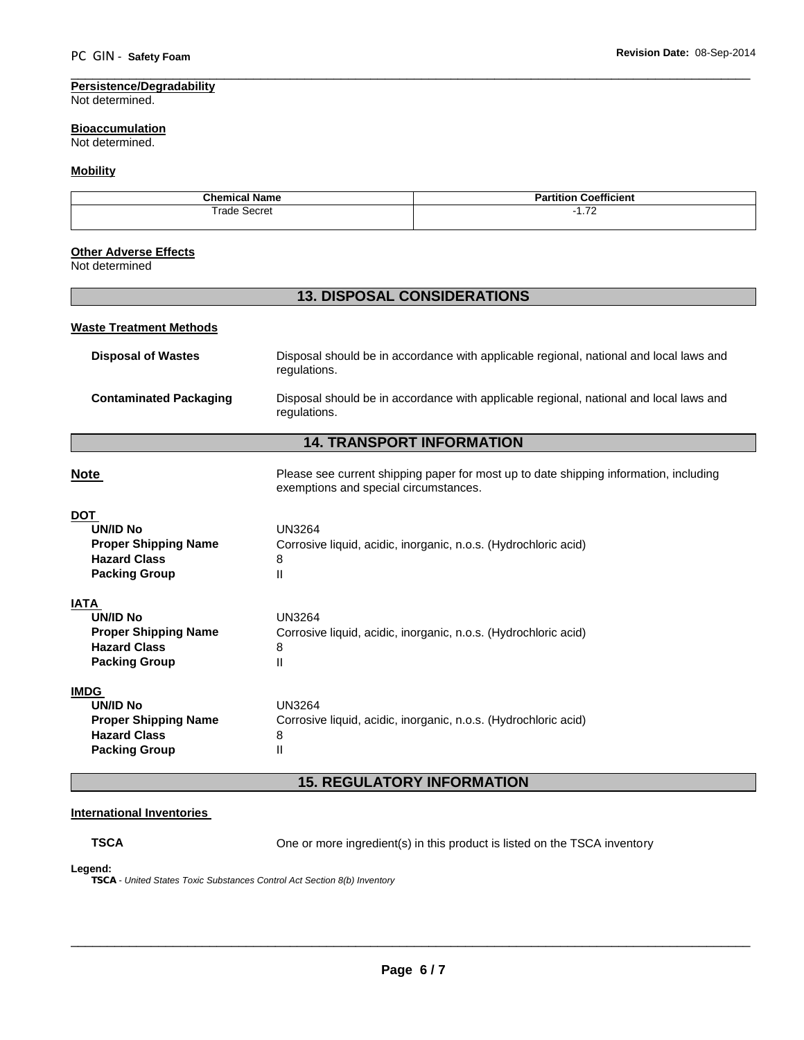**Persistence/Degradability**

Not determined.

**Bioaccumulation**

Not determined.

**Mobility**

| Chemical Name | Partition Coefficient |
|---|---|
| Trade Secret | -1.72 |

**Other Adverse Effects**

Not determined

## 13. DISPOSAL CONSIDERATIONS

**Waste Treatment Methods**

**Disposal of Wastes** — Disposal should be in accordance with applicable regional, national and local laws and regulations.

**Contaminated Packaging** — Disposal should be in accordance with applicable regional, national and local laws and regulations.

## 14. TRANSPORT INFORMATION

**Note** — Please see current shipping paper for most up to date shipping information, including exemptions and special circumstances.

**DOT**

**UN/ID No** — UN3264
**Proper Shipping Name** — Corrosive liquid, acidic, inorganic, n.o.s. (Hydrochloric acid)
**Hazard Class** — 8
**Packing Group** — II

**IATA**

**UN/ID No** — UN3264
**Proper Shipping Name** — Corrosive liquid, acidic, inorganic, n.o.s. (Hydrochloric acid)
**Hazard Class** — 8
**Packing Group** — II

**IMDG**

**UN/ID No** — UN3264
**Proper Shipping Name** — Corrosive liquid, acidic, inorganic, n.o.s. (Hydrochloric acid)
**Hazard Class** — 8
**Packing Group** — II

## 15. REGULATORY INFORMATION

**International Inventories**

**TSCA** — One or more ingredient(s) in this product is listed on the TSCA inventory

**Legend:**

**TSCA** - *United States Toxic Substances Control Act Section 8(b) Inventory*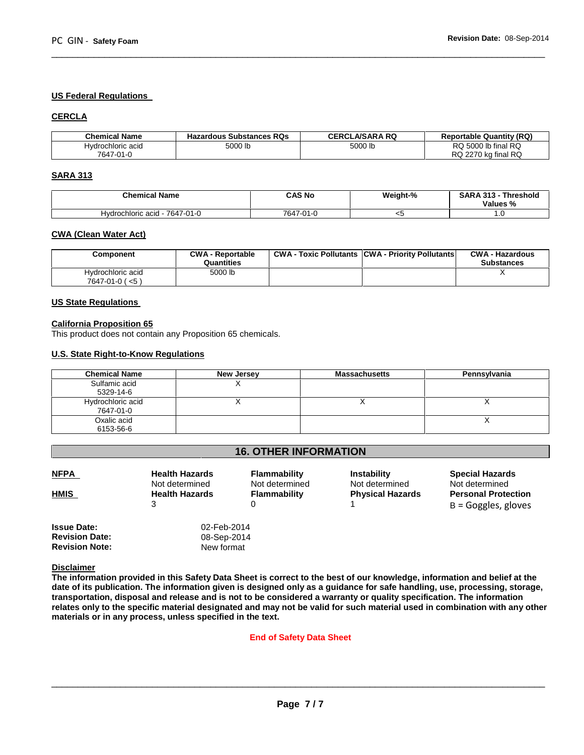### US Federal Regulations

### CERCLA

| Chemical Name | Hazardous Substances RQs | CERCLA/SARA RQ | Reportable Quantity (RQ) |
|---|---|---|---|
| Hydrochloric acid 7647-01-0 | 5000 lb | 5000 lb | RQ 5000 lb final RQ RQ 2270 kg final RQ |

### SARA 313

| Chemical Name | CAS No | Weight-% | SARA 313 - Threshold Values % |
|---|---|---|---|
| Hydrochloric acid - 7647-01-0 | 7647-01-0 | <5 | 1.0 |

### CWA (Clean Water Act)

| Component | CWA - Reportable Quantities | CWA - Toxic Pollutants | CWA - Priority Pollutants | CWA - Hazardous Substances |
|---|---|---|---|---|
| Hydrochloric acid 7647-01-0 ( <5 ) | 5000 lb | | | X |

### US State Regulations

### California Proposition 65

This product does not contain any Proposition 65 chemicals.

### U.S. State Right-to-Know Regulations

| Chemical Name | New Jersey | Massachusetts | Pennsylvania |
|---|---|---|---|
| Sulfamic acid 5329-14-6 | X | | |
| Hydrochloric acid 7647-01-0 | X | X | X |
| Oxalic acid 6153-56-6 | | | X |

## 16. OTHER INFORMATION

| | Health Hazards | Flammability | Instability | Special Hazards |
|---|---|---|---|---|
| **NFPA** | Not determined | Not determined | Not determined | Not determined |

| | Health Hazards | Flammability | Physical Hazards | Personal Protection |
|---|---|---|---|---|
| **HMIS** | 3 | 0 | 1 | B = Goggles, gloves |

**Issue Date:** 02-Feb-2014
**Revision Date:** 08-Sep-2014
**Revision Note:** New format

### Disclaimer

**The information provided in this Safety Data Sheet is correct to the best of our knowledge, information and belief at the date of its publication. The information given is designed only as a guidance for safe handling, use, processing, storage, transportation, disposal and release and is not to be considered a warranty or quality specification. The information relates only to the specific material designated and may not be valid for such material used in combination with any other materials or in any process, unless specified in the text.**

**End of Safety Data Sheet**